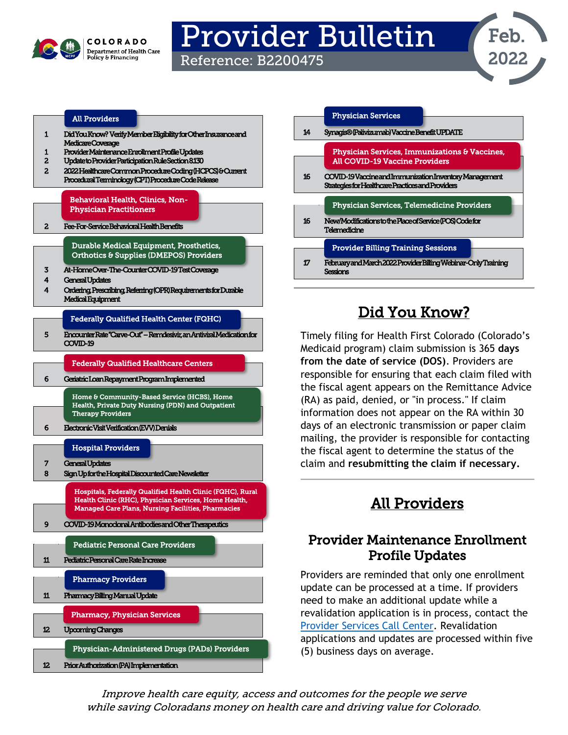COLORADO Department of Health Care Policy & Financing

# Provider Bulletin

Reference: B2200475

Feb. 2022

**All Providers**

| Page | Article |
|---|---|
| 1 | Did You Know? Verify Member Eligibility for Other Insurance and Medicare Coverage |
| 1 | Provider Maintenance Enrollment Profile Updates |
| 2 | Update to Provider Participation Rule Section 8.130 |
| 2 | 2022 Healthcare Common Procedure Coding (HCPCS) & Current Procedural Terminology (CPT) Procedure Code Release |

**Behavioral Health, Clinics, Non-Physician Practitioners**

| Page | Article |
|---|---|
| 2 | Fee-For-Service Behavioral Health Benefits |

**Durable Medical Equipment, Prosthetics, Orthotics & Supplies (DMEPOS) Providers**

| Page | Article |
|---|---|
| 3 | At-Home Over-The-Counter COVID-19 Test Coverage |
| 4 | General Updates |
| 4 | Ordering, Prescribing, Referring (OPR) Requirements for Durable Medical Equipment |

**Federally Qualified Health Center (FQHC)**

| Page | Article |
|---|---|
| 5 | Encounter Rate "Carve-Out" – Remdesivir, an Antiviral Medication for COVID-19 |

**Federally Qualified Healthcare Centers**

| Page | Article |
|---|---|
| 6 | Geriatric Loan Repayment Program Implemented |

**Home & Community-Based Service (HCBS), Home Health, Private Duty Nursing (PDN) and Outpatient Therapy Providers**

| Page | Article |
|---|---|
| 6 | Electronic Visit Verification (EVV) Denials |

**Hospital Providers**

| Page | Article |
|---|---|
| 7 | General Updates |
| 8 | Sign Up for the Hospital Discounted Care Newsletter |

**Hospitals, Federally Qualified Health Clinic (FQHC), Rural Health Clinic (RHC), Physician Services, Home Health, Managed Care Plans, Nursing Facilities, Pharmacies**

| Page | Article |
|---|---|
| 9 | COVID-19 Monoclonal Antibodies and Other Therapeutics |

**Pediatric Personal Care Providers**

| Page | Article |
|---|---|
| 11 | Pediatric Personal Care Rate Increase |

**Pharmacy Providers**

| Page | Article |
|---|---|
| 11 | Pharmacy Billing Manual Update |

**Pharmacy, Physician Services**

| Page | Article |
|---|---|
| 12 | Upcoming Changes |

**Physician-Administered Drugs (PADs) Providers**

| Page | Article |
|---|---|
| 12 | Prior Authorization (PA) Implementation |

**Physician Services**

| Page | Article |
|---|---|
| 14 | Synagis® (Palivizumab) Vaccine Benefit UPDATE |

**Physician Services, Immunizations & Vaccines, All COVID-19 Vaccine Providers**

| Page | Article |
|---|---|
| 16 | COVID-19 Vaccine and Immunization Inventory Management Strategies for Healthcare Practices and Providers |

**Physician Services, Telemedicine Providers**

| Page | Article |
|---|---|
| 16 | New/Modifications to the Place of Service (POS) Code for Telemedicine |

**Provider Billing Training Sessions**

| Page | Article |
|---|---|
| 17 | February and March 2022 Provider Billing Webinar-Only Training Sessions |

## Did You Know?

Timely filing for Health First Colorado (Colorado's Medicaid program) claim submission is 365 **days from the date of service (DOS).** Providers are responsible for ensuring that each claim filed with the fiscal agent appears on the Remittance Advice (RA) as paid, denied, or "in process." If claim information does not appear on the RA within 30 days of an electronic transmission or paper claim mailing, the provider is responsible for contacting the fiscal agent to determine the status of the claim and **resubmitting the claim if necessary.**

## All Providers

### Provider Maintenance Enrollment Profile Updates

Providers are reminded that only one enrollment update can be processed at a time. If providers need to make an additional update while a revalidation application is in process, contact the Provider Services Call Center. Revalidation applications and updates are processed within five (5) business days on average.

*Improve health care equity, access and outcomes for the people we serve while saving Coloradans money on health care and driving value for Colorado.*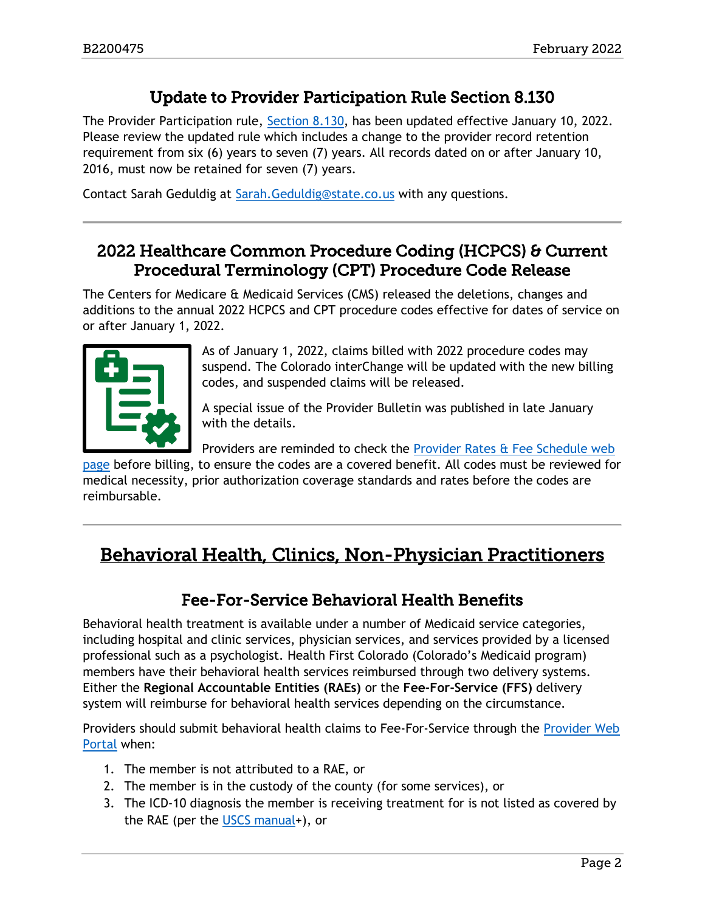## Update to Provider Participation Rule Section 8.130

The Provider Participation rule, Section 8.130, has been updated effective January 10, 2022. Please review the updated rule which includes a change to the provider record retention requirement from six (6) years to seven (7) years. All records dated on or after January 10, 2016, must now be retained for seven (7) years.

Contact Sarah Geduldig at Sarah.Geduldig@state.co.us with any questions.

---

## 2022 Healthcare Common Procedure Coding (HCPCS) & Current Procedural Terminology (CPT) Procedure Code Release

The Centers for Medicare & Medicaid Services (CMS) released the deletions, changes and additions to the annual 2022 HCPCS and CPT procedure codes effective for dates of service on or after January 1, 2022.

As of January 1, 2022, claims billed with 2022 procedure codes may suspend. The Colorado interChange will be updated with the new billing codes, and suspended claims will be released.

A special issue of the Provider Bulletin was published in late January with the details.

Providers are reminded to check the Provider Rates & Fee Schedule web page before billing, to ensure the codes are a covered benefit. All codes must be reviewed for medical necessity, prior authorization coverage standards and rates before the codes are reimbursable.

---

# Behavioral Health, Clinics, Non-Physician Practitioners

## Fee-For-Service Behavioral Health Benefits

Behavioral health treatment is available under a number of Medicaid service categories, including hospital and clinic services, physician services, and services provided by a licensed professional such as a psychologist. Health First Colorado (Colorado's Medicaid program) members have their behavioral health services reimbursed through two delivery systems. Either the **Regional Accountable Entities (RAEs)** or the **Fee-For-Service (FFS)** delivery system will reimburse for behavioral health services depending on the circumstance.

Providers should submit behavioral health claims to Fee-For-Service through the Provider Web Portal when:

1. The member is not attributed to a RAE, or
2. The member is in the custody of the county (for some services), or
3. The ICD-10 diagnosis the member is receiving treatment for is not listed as covered by the RAE (per the USCS manual+), or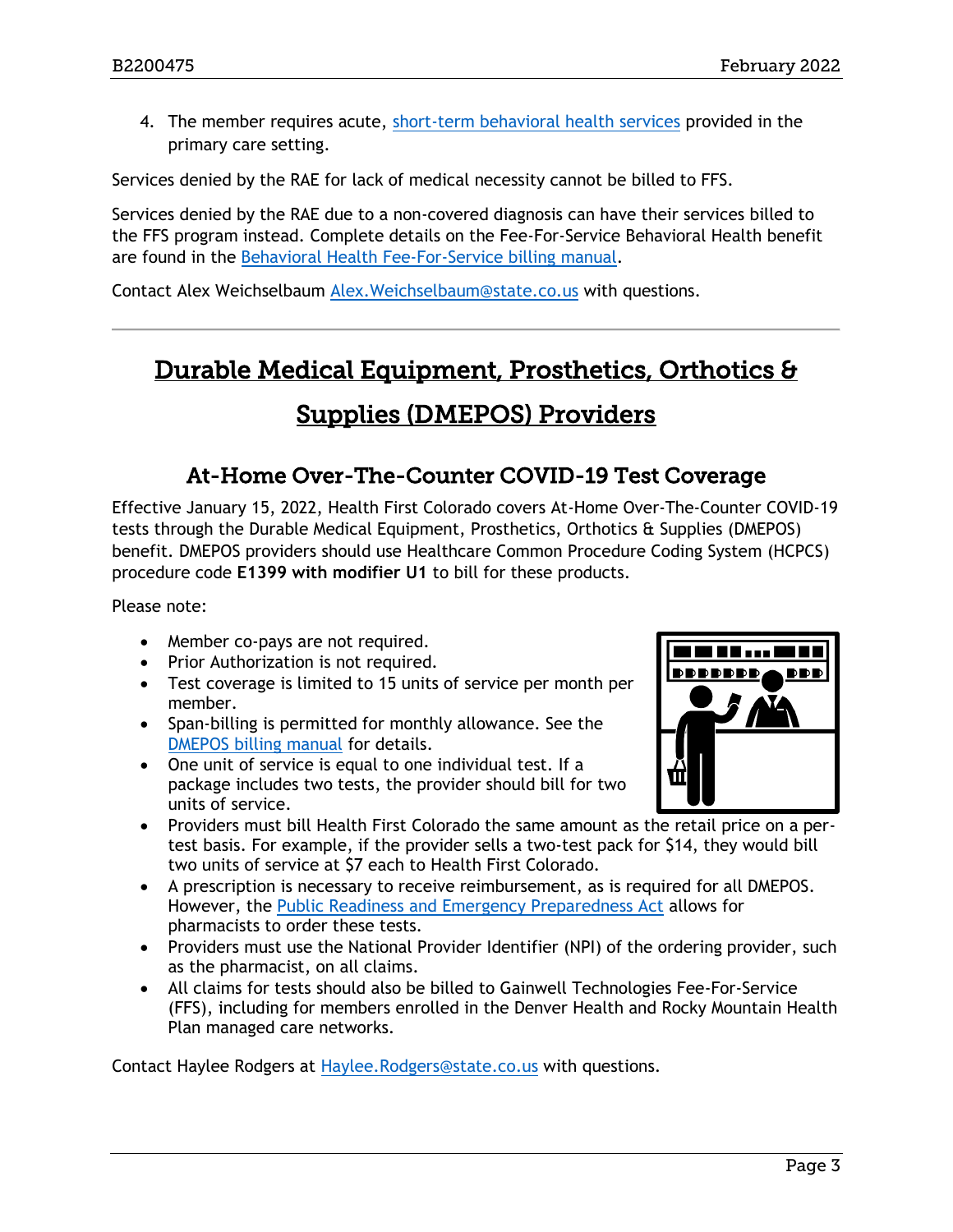4. The member requires acute, short-term behavioral health services provided in the primary care setting.

Services denied by the RAE for lack of medical necessity cannot be billed to FFS.

Services denied by the RAE due to a non-covered diagnosis can have their services billed to the FFS program instead. Complete details on the Fee-For-Service Behavioral Health benefit are found in the Behavioral Health Fee-For-Service billing manual.

Contact Alex Weichselbaum Alex.Weichselbaum@state.co.us with questions.

---

# Durable Medical Equipment, Prosthetics, Orthotics & Supplies (DMEPOS) Providers

## At-Home Over-The-Counter COVID-19 Test Coverage

Effective January 15, 2022, Health First Colorado covers At-Home Over-The-Counter COVID-19 tests through the Durable Medical Equipment, Prosthetics, Orthotics & Supplies (DMEPOS) benefit. DMEPOS providers should use Healthcare Common Procedure Coding System (HCPCS) procedure code **E1399 with modifier U1** to bill for these products.

Please note:

- Member co-pays are not required.
- Prior Authorization is not required.
- Test coverage is limited to 15 units of service per month per member.
- Span-billing is permitted for monthly allowance. See the DMEPOS billing manual for details.
- One unit of service is equal to one individual test. If a package includes two tests, the provider should bill for two units of service.
- Providers must bill Health First Colorado the same amount as the retail price on a per-test basis. For example, if the provider sells a two-test pack for $14, they would bill two units of service at $7 each to Health First Colorado.
- A prescription is necessary to receive reimbursement, as is required for all DMEPOS. However, the Public Readiness and Emergency Preparedness Act allows for pharmacists to order these tests.
- Providers must use the National Provider Identifier (NPI) of the ordering provider, such as the pharmacist, on all claims.
- All claims for tests should also be billed to Gainwell Technologies Fee-For-Service (FFS), including for members enrolled in the Denver Health and Rocky Mountain Health Plan managed care networks.

Contact Haylee Rodgers at Haylee.Rodgers@state.co.us with questions.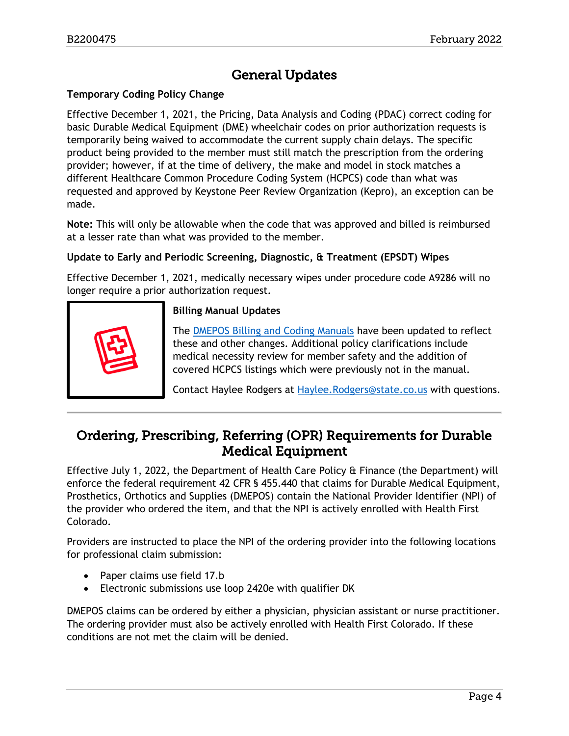# General Updates

### Temporary Coding Policy Change

Effective December 1, 2021, the Pricing, Data Analysis and Coding (PDAC) correct coding for basic Durable Medical Equipment (DME) wheelchair codes on prior authorization requests is temporarily being waived to accommodate the current supply chain delays. The specific product being provided to the member must still match the prescription from the ordering provider; however, if at the time of delivery, the make and model in stock matches a different Healthcare Common Procedure Coding System (HCPCS) code than what was requested and approved by Keystone Peer Review Organization (Kepro), an exception can be made.

**Note:** This will only be allowable when the code that was approved and billed is reimbursed at a lesser rate than what was provided to the member.

### Update to Early and Periodic Screening, Diagnostic, & Treatment (EPSDT) Wipes

Effective December 1, 2021, medically necessary wipes under procedure code A9286 will no longer require a prior authorization request.

### Billing Manual Updates

The DMEPOS Billing and Coding Manuals have been updated to reflect these and other changes. Additional policy clarifications include medical necessity review for member safety and the addition of covered HCPCS listings which were previously not in the manual.

Contact Haylee Rodgers at Haylee.Rodgers@state.co.us with questions.

# Ordering, Prescribing, Referring (OPR) Requirements for Durable Medical Equipment

Effective July 1, 2022, the Department of Health Care Policy & Finance (the Department) will enforce the federal requirement 42 CFR § 455.440 that claims for Durable Medical Equipment, Prosthetics, Orthotics and Supplies (DMEPOS) contain the National Provider Identifier (NPI) of the provider who ordered the item, and that the NPI is actively enrolled with Health First Colorado.

Providers are instructed to place the NPI of the ordering provider into the following locations for professional claim submission:

- Paper claims use field 17.b
- Electronic submissions use loop 2420e with qualifier DK

DMEPOS claims can be ordered by either a physician, physician assistant or nurse practitioner. The ordering provider must also be actively enrolled with Health First Colorado. If these conditions are not met the claim will be denied.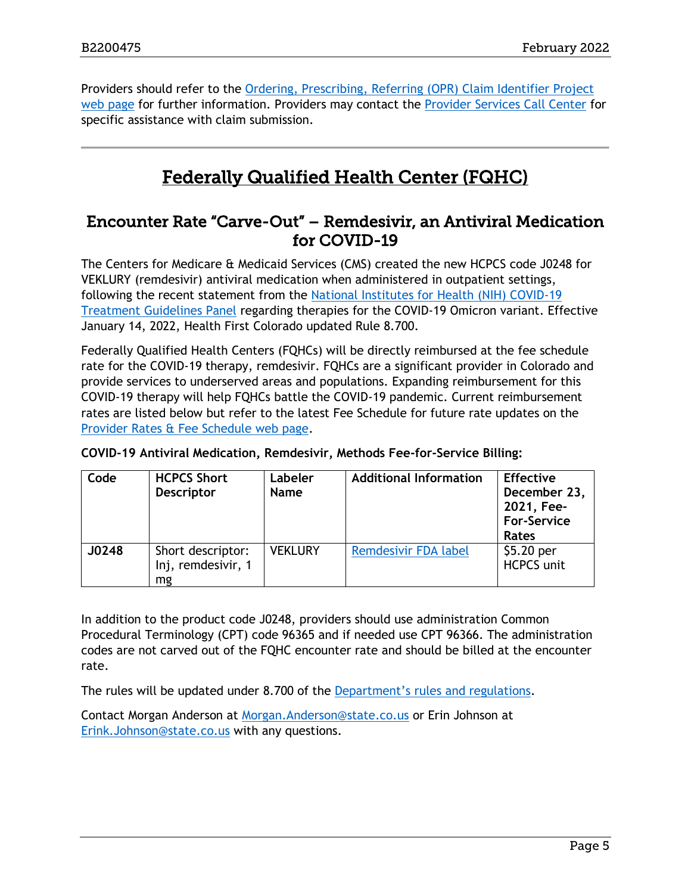Providers should refer to the Ordering, Prescribing, Referring (OPR) Claim Identifier Project web page for further information. Providers may contact the Provider Services Call Center for specific assistance with claim submission.

---

# Federally Qualified Health Center (FQHC)

## Encounter Rate "Carve-Out" – Remdesivir, an Antiviral Medication for COVID-19

The Centers for Medicare & Medicaid Services (CMS) created the new HCPCS code J0248 for VEKLURY (remdesivir) antiviral medication when administered in outpatient settings, following the recent statement from the National Institutes for Health (NIH) COVID-19 Treatment Guidelines Panel regarding therapies for the COVID-19 Omicron variant. Effective January 14, 2022, Health First Colorado updated Rule 8.700.

Federally Qualified Health Centers (FQHCs) will be directly reimbursed at the fee schedule rate for the COVID-19 therapy, remdesivir. FQHCs are a significant provider in Colorado and provide services to underserved areas and populations. Expanding reimbursement for this COVID-19 therapy will help FQHCs battle the COVID-19 pandemic. Current reimbursement rates are listed below but refer to the latest Fee Schedule for future rate updates on the Provider Rates & Fee Schedule web page.

**COVID-19 Antiviral Medication, Remdesivir, Methods Fee-for-Service Billing:**

| Code | HCPCS Short Descriptor | Labeler Name | Additional Information | Effective December 23, 2021, Fee-For-Service Rates |
|---|---|---|---|---|
| **J0248** | Short descriptor: Inj, remdesivir, 1 mg | VEKLURY | Remdesivir FDA label | $5.20 per HCPCS unit |

In addition to the product code J0248, providers should use administration Common Procedural Terminology (CPT) code 96365 and if needed use CPT 96366. The administration codes are not carved out of the FQHC encounter rate and should be billed at the encounter rate.

The rules will be updated under 8.700 of the Department's rules and regulations.

Contact Morgan Anderson at Morgan.Anderson@state.co.us or Erin Johnson at Erink.Johnson@state.co.us with any questions.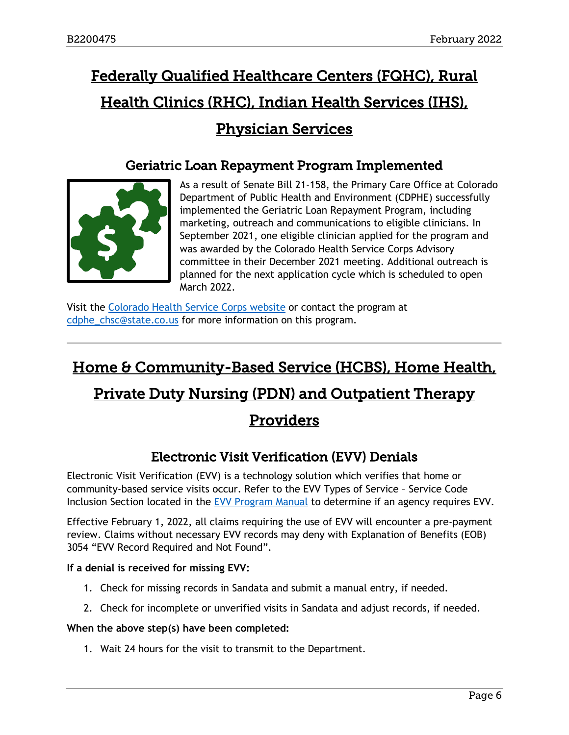# Federally Qualified Healthcare Centers (FQHC), Rural Health Clinics (RHC), Indian Health Services (IHS), Physician Services

## Geriatric Loan Repayment Program Implemented

As a result of Senate Bill 21-158, the Primary Care Office at Colorado Department of Public Health and Environment (CDPHE) successfully implemented the Geriatric Loan Repayment Program, including marketing, outreach and communications to eligible clinicians. In September 2021, one eligible clinician applied for the program and was awarded by the Colorado Health Service Corps Advisory committee in their December 2021 meeting. Additional outreach is planned for the next application cycle which is scheduled to open March 2022.

Visit the Colorado Health Service Corps website or contact the program at cdphe_chsc@state.co.us for more information on this program.

---

# Home & Community-Based Service (HCBS), Home Health, Private Duty Nursing (PDN) and Outpatient Therapy Providers

## Electronic Visit Verification (EVV) Denials

Electronic Visit Verification (EVV) is a technology solution which verifies that home or community-based service visits occur. Refer to the EVV Types of Service – Service Code Inclusion Section located in the EVV Program Manual to determine if an agency requires EVV.

Effective February 1, 2022, all claims requiring the use of EVV will encounter a pre-payment review. Claims without necessary EVV records may deny with Explanation of Benefits (EOB) 3054 "EVV Record Required and Not Found".

**If a denial is received for missing EVV:**

1. Check for missing records in Sandata and submit a manual entry, if needed.
2. Check for incomplete or unverified visits in Sandata and adjust records, if needed.

**When the above step(s) have been completed:**

1. Wait 24 hours for the visit to transmit to the Department.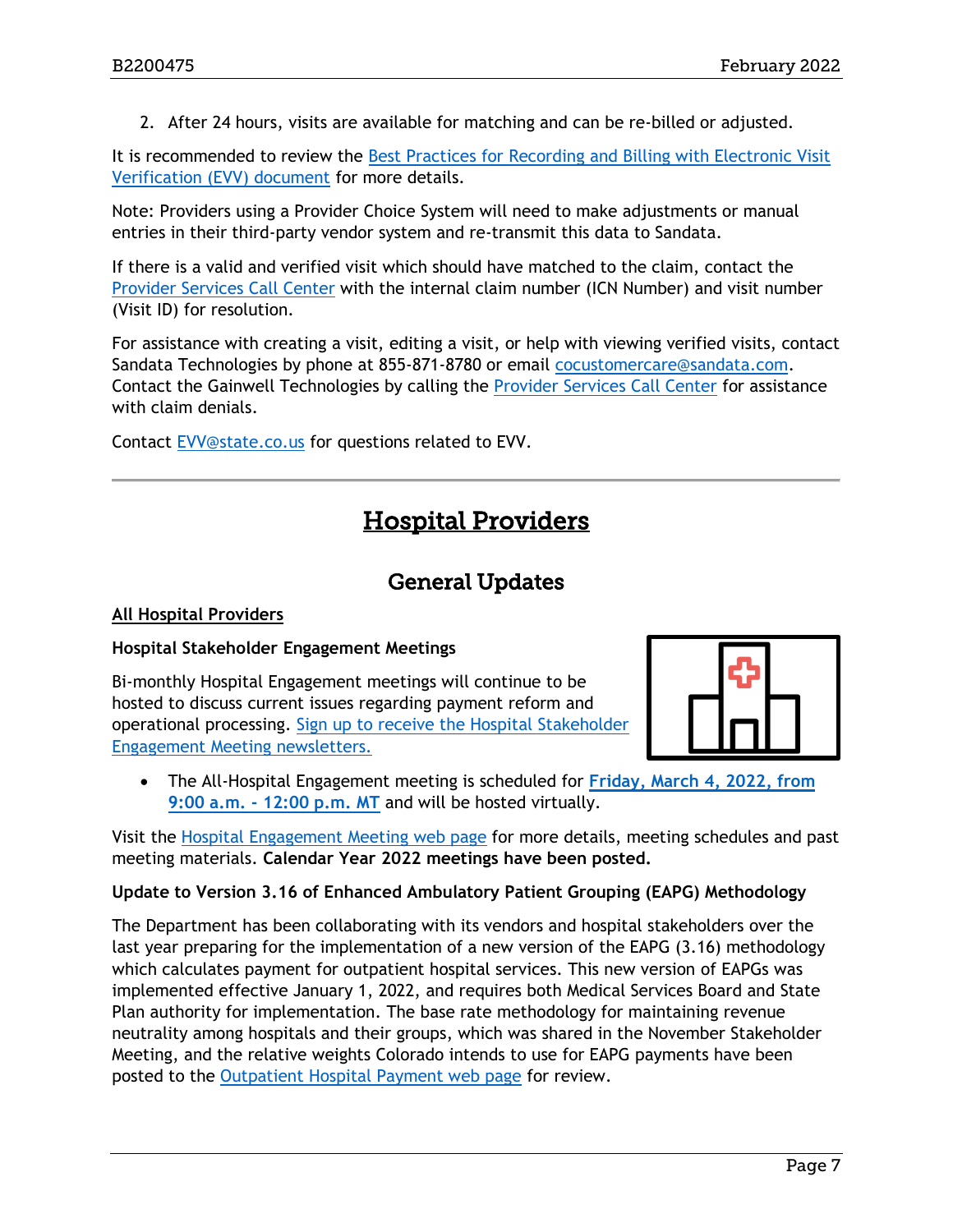2. After 24 hours, visits are available for matching and can be re-billed or adjusted.

It is recommended to review the Best Practices for Recording and Billing with Electronic Visit Verification (EVV) document for more details.

Note: Providers using a Provider Choice System will need to make adjustments or manual entries in their third-party vendor system and re-transmit this data to Sandata.

If there is a valid and verified visit which should have matched to the claim, contact the Provider Services Call Center with the internal claim number (ICN Number) and visit number (Visit ID) for resolution.

For assistance with creating a visit, editing a visit, or help with viewing verified visits, contact Sandata Technologies by phone at 855-871-8780 or email cocustomercare@sandata.com. Contact the Gainwell Technologies by calling the Provider Services Call Center for assistance with claim denials.

Contact EVV@state.co.us for questions related to EVV.

---

# Hospital Providers

## General Updates

### All Hospital Providers

**Hospital Stakeholder Engagement Meetings**

Bi-monthly Hospital Engagement meetings will continue to be hosted to discuss current issues regarding payment reform and operational processing. Sign up to receive the Hospital Stakeholder Engagement Meeting newsletters.

- The All-Hospital Engagement meeting is scheduled for **Friday, March 4, 2022, from 9:00 a.m. - 12:00 p.m. MT** and will be hosted virtually.

Visit the Hospital Engagement Meeting web page for more details, meeting schedules and past meeting materials. **Calendar Year 2022 meetings have been posted.**

**Update to Version 3.16 of Enhanced Ambulatory Patient Grouping (EAPG) Methodology**

The Department has been collaborating with its vendors and hospital stakeholders over the last year preparing for the implementation of a new version of the EAPG (3.16) methodology which calculates payment for outpatient hospital services. This new version of EAPGs was implemented effective January 1, 2022, and requires both Medical Services Board and State Plan authority for implementation. The base rate methodology for maintaining revenue neutrality among hospitals and their groups, which was shared in the November Stakeholder Meeting, and the relative weights Colorado intends to use for EAPG payments have been posted to the Outpatient Hospital Payment web page for review.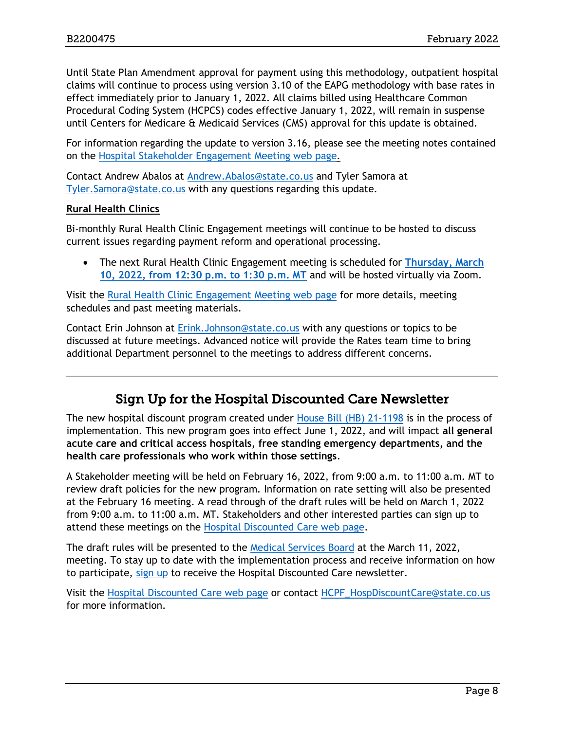Until State Plan Amendment approval for payment using this methodology, outpatient hospital claims will continue to process using version 3.10 of the EAPG methodology with base rates in effect immediately prior to January 1, 2022. All claims billed using Healthcare Common Procedural Coding System (HCPCS) codes effective January 1, 2022, will remain in suspense until Centers for Medicare & Medicaid Services (CMS) approval for this update is obtained.

For information regarding the update to version 3.16, please see the meeting notes contained on the Hospital Stakeholder Engagement Meeting web page.

Contact Andrew Abalos at Andrew.Abalos@state.co.us and Tyler Samora at Tyler.Samora@state.co.us with any questions regarding this update.

**Rural Health Clinics**

Bi-monthly Rural Health Clinic Engagement meetings will continue to be hosted to discuss current issues regarding payment reform and operational processing.

- The next Rural Health Clinic Engagement meeting is scheduled for **Thursday, March 10, 2022, from 12:30 p.m. to 1:30 p.m. MT** and will be hosted virtually via Zoom.

Visit the Rural Health Clinic Engagement Meeting web page for more details, meeting schedules and past meeting materials.

Contact Erin Johnson at Erink.Johnson@state.co.us with any questions or topics to be discussed at future meetings. Advanced notice will provide the Rates team time to bring additional Department personnel to the meetings to address different concerns.

---

## Sign Up for the Hospital Discounted Care Newsletter

The new hospital discount program created under House Bill (HB) 21-1198 is in the process of implementation. This new program goes into effect June 1, 2022, and will impact **all general acute care and critical access hospitals, free standing emergency departments, and the health care professionals who work within those settings**.

A Stakeholder meeting will be held on February 16, 2022, from 9:00 a.m. to 11:00 a.m. MT to review draft policies for the new program. Information on rate setting will also be presented at the February 16 meeting. A read through of the draft rules will be held on March 1, 2022 from 9:00 a.m. to 11:00 a.m. MT. Stakeholders and other interested parties can sign up to attend these meetings on the Hospital Discounted Care web page.

The draft rules will be presented to the Medical Services Board at the March 11, 2022, meeting. To stay up to date with the implementation process and receive information on how to participate, sign up to receive the Hospital Discounted Care newsletter.

Visit the Hospital Discounted Care web page or contact HCPF_HospDiscountCare@state.co.us for more information.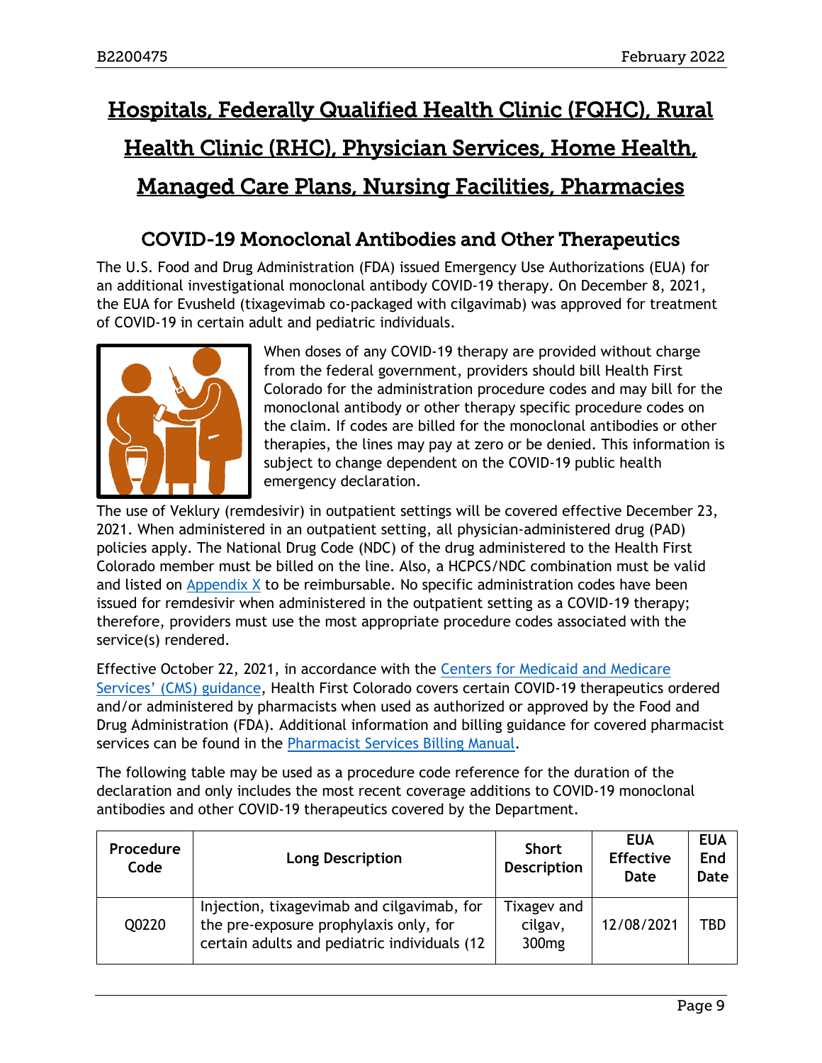# Hospitals, Federally Qualified Health Clinic (FQHC), Rural Health Clinic (RHC), Physician Services, Home Health, Managed Care Plans, Nursing Facilities, Pharmacies

## COVID-19 Monoclonal Antibodies and Other Therapeutics

The U.S. Food and Drug Administration (FDA) issued Emergency Use Authorizations (EUA) for an additional investigational monoclonal antibody COVID-19 therapy. On December 8, 2021, the EUA for Evusheld (tixagevimab co-packaged with cilgavimab) was approved for treatment of COVID-19 in certain adult and pediatric individuals.

When doses of any COVID-19 therapy are provided without charge from the federal government, providers should bill Health First Colorado for the administration procedure codes and may bill for the monoclonal antibody or other therapy specific procedure codes on the claim. If codes are billed for the monoclonal antibodies or other therapies, the lines may pay at zero or be denied. This information is subject to change dependent on the COVID-19 public health emergency declaration.

The use of Veklury (remdesivir) in outpatient settings will be covered effective December 23, 2021. When administered in an outpatient setting, all physician-administered drug (PAD) policies apply. The National Drug Code (NDC) of the drug administered to the Health First Colorado member must be billed on the line. Also, a HCPCS/NDC combination must be valid and listed on Appendix X to be reimbursable. No specific administration codes have been issued for remdesivir when administered in the outpatient setting as a COVID-19 therapy; therefore, providers must use the most appropriate procedure codes associated with the service(s) rendered.

Effective October 22, 2021, in accordance with the Centers for Medicaid and Medicare Services' (CMS) guidance, Health First Colorado covers certain COVID-19 therapeutics ordered and/or administered by pharmacists when used as authorized or approved by the Food and Drug Administration (FDA). Additional information and billing guidance for covered pharmacist services can be found in the Pharmacist Services Billing Manual.

The following table may be used as a procedure code reference for the duration of the declaration and only includes the most recent coverage additions to COVID-19 monoclonal antibodies and other COVID-19 therapeutics covered by the Department.

| Procedure Code | Long Description | Short Description | EUA Effective Date | EUA End Date |
|---|---|---|---|---|
| Q0220 | Injection, tixagevimab and cilgavimab, for the pre-exposure prophylaxis only, for certain adults and pediatric individuals (12 | Tixagev and cilgav, 300mg | 12/08/2021 | TBD |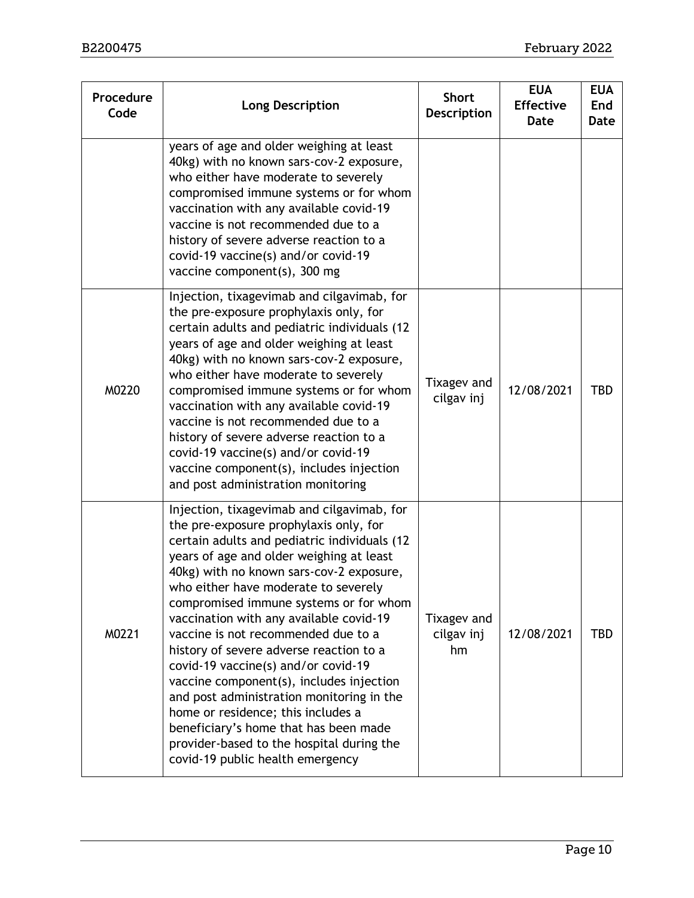| Procedure Code | Long Description | Short Description | EUA Effective Date | EUA End Date |
|---|---|---|---|---|
| | years of age and older weighing at least 40kg) with no known sars-cov-2 exposure, who either have moderate to severely compromised immune systems or for whom vaccination with any available covid-19 vaccine is not recommended due to a history of severe adverse reaction to a covid-19 vaccine(s) and/or covid-19 vaccine component(s), 300 mg | | | |
| M0220 | Injection, tixagevimab and cilgavimab, for the pre-exposure prophylaxis only, for certain adults and pediatric individuals (12 years of age and older weighing at least 40kg) with no known sars-cov-2 exposure, who either have moderate to severely compromised immune systems or for whom vaccination with any available covid-19 vaccine is not recommended due to a history of severe adverse reaction to a covid-19 vaccine(s) and/or covid-19 vaccine component(s), includes injection and post administration monitoring | Tixagev and cilgav inj | 12/08/2021 | TBD |
| M0221 | Injection, tixagevimab and cilgavimab, for the pre-exposure prophylaxis only, for certain adults and pediatric individuals (12 years of age and older weighing at least 40kg) with no known sars-cov-2 exposure, who either have moderate to severely compromised immune systems or for whom vaccination with any available covid-19 vaccine is not recommended due to a history of severe adverse reaction to a covid-19 vaccine(s) and/or covid-19 vaccine component(s), includes injection and post administration monitoring in the home or residence; this includes a beneficiary's home that has been made provider-based to the hospital during the covid-19 public health emergency | Tixagev and cilgav inj hm | 12/08/2021 | TBD |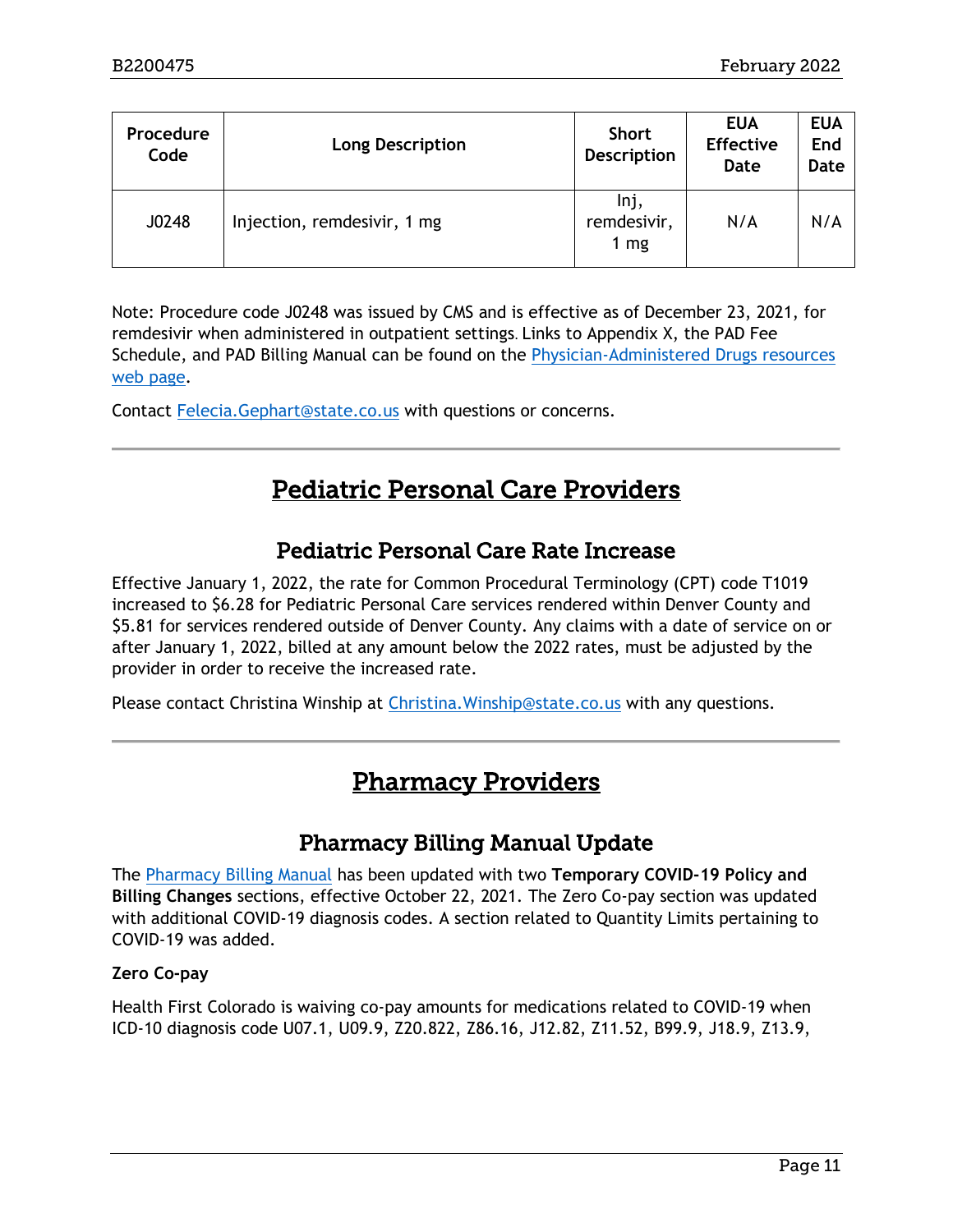| Procedure Code | Long Description | Short Description | EUA Effective Date | EUA End Date |
|---|---|---|---|---|
| J0248 | Injection, remdesivir, 1 mg | Inj, remdesivir, 1 mg | N/A | N/A |

Note: Procedure code J0248 was issued by CMS and is effective as of December 23, 2021, for remdesivir when administered in outpatient settings. Links to Appendix X, the PAD Fee Schedule, and PAD Billing Manual can be found on the [Physician-Administered Drugs resources web page](#).

Contact [Felecia.Gephart@state.co.us](mailto:Felecia.Gephart@state.co.us) with questions or concerns.

---

# Pediatric Personal Care Providers

## Pediatric Personal Care Rate Increase

Effective January 1, 2022, the rate for Common Procedural Terminology (CPT) code T1019 increased to $6.28 for Pediatric Personal Care services rendered within Denver County and $5.81 for services rendered outside of Denver County. Any claims with a date of service on or after January 1, 2022, billed at any amount below the 2022 rates, must be adjusted by the provider in order to receive the increased rate.

Please contact Christina Winship at [Christina.Winship@state.co.us](mailto:Christina.Winship@state.co.us) with any questions.

---

# Pharmacy Providers

## Pharmacy Billing Manual Update

The [Pharmacy Billing Manual](#) has been updated with two **Temporary COVID-19 Policy and Billing Changes** sections, effective October 22, 2021. The Zero Co-pay section was updated with additional COVID-19 diagnosis codes. A section related to Quantity Limits pertaining to COVID-19 was added.

**Zero Co-pay**

Health First Colorado is waiving co-pay amounts for medications related to COVID-19 when ICD-10 diagnosis code U07.1, U09.9, Z20.822, Z86.16, J12.82, Z11.52, B99.9, J18.9, Z13.9,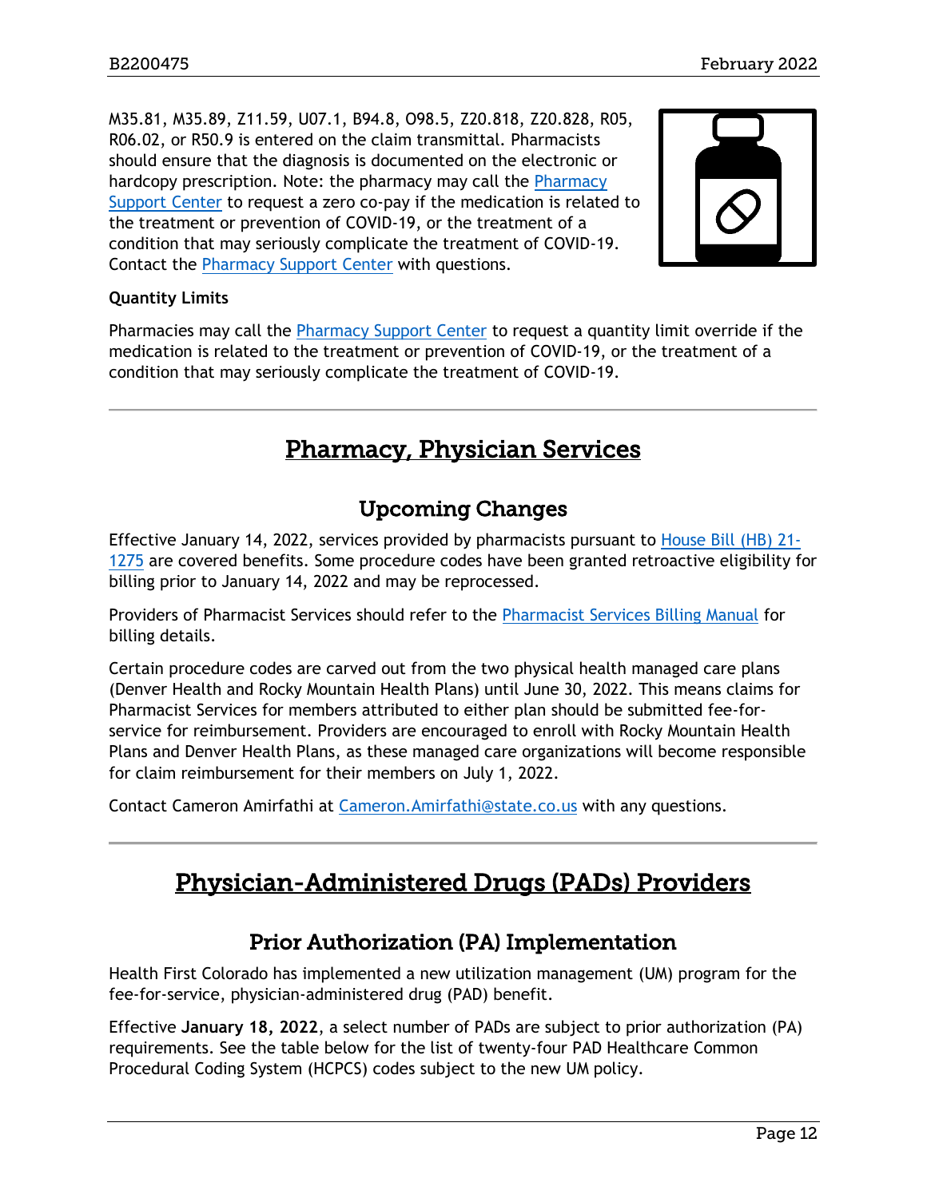M35.81, M35.89, Z11.59, U07.1, B94.8, O98.5, Z20.818, Z20.828, R05, R06.02, or R50.9 is entered on the claim transmittal. Pharmacists should ensure that the diagnosis is documented on the electronic or hardcopy prescription. Note: the pharmacy may call the Pharmacy Support Center to request a zero co-pay if the medication is related to the treatment or prevention of COVID-19, or the treatment of a condition that may seriously complicate the treatment of COVID-19. Contact the Pharmacy Support Center with questions.

**Quantity Limits**

Pharmacies may call the Pharmacy Support Center to request a quantity limit override if the medication is related to the treatment or prevention of COVID-19, or the treatment of a condition that may seriously complicate the treatment of COVID-19.

# Pharmacy, Physician Services

## Upcoming Changes

Effective January 14, 2022, services provided by pharmacists pursuant to House Bill (HB) 21-1275 are covered benefits. Some procedure codes have been granted retroactive eligibility for billing prior to January 14, 2022 and may be reprocessed.

Providers of Pharmacist Services should refer to the Pharmacist Services Billing Manual for billing details.

Certain procedure codes are carved out from the two physical health managed care plans (Denver Health and Rocky Mountain Health Plans) until June 30, 2022. This means claims for Pharmacist Services for members attributed to either plan should be submitted fee-for-service for reimbursement. Providers are encouraged to enroll with Rocky Mountain Health Plans and Denver Health Plans, as these managed care organizations will become responsible for claim reimbursement for their members on July 1, 2022.

Contact Cameron Amirfathi at Cameron.Amirfathi@state.co.us with any questions.

# Physician-Administered Drugs (PADs) Providers

## Prior Authorization (PA) Implementation

Health First Colorado has implemented a new utilization management (UM) program for the fee-for-service, physician-administered drug (PAD) benefit.

Effective **January 18, 2022**, a select number of PADs are subject to prior authorization (PA) requirements. See the table below for the list of twenty-four PAD Healthcare Common Procedural Coding System (HCPCS) codes subject to the new UM policy.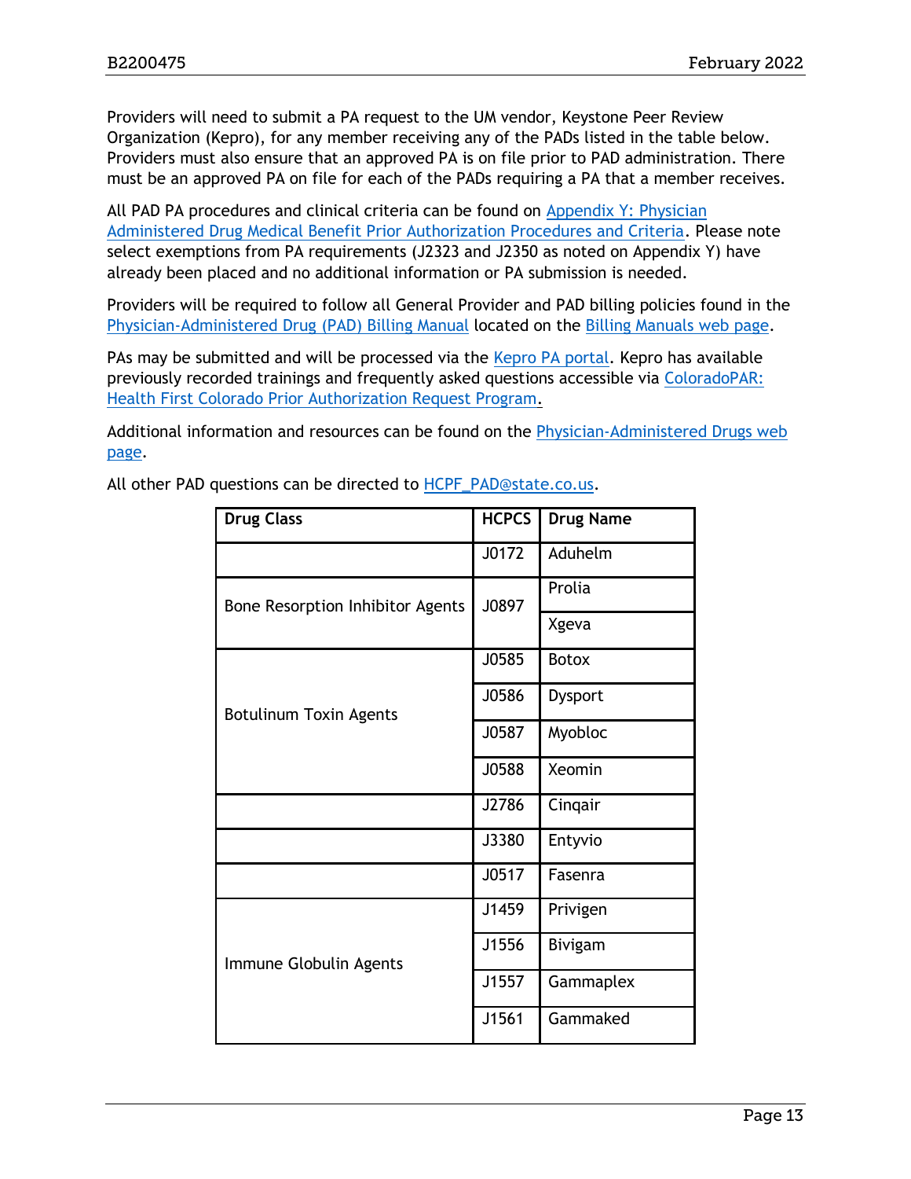Providers will need to submit a PA request to the UM vendor, Keystone Peer Review Organization (Kepro), for any member receiving any of the PADs listed in the table below. Providers must also ensure that an approved PA is on file prior to PAD administration. There must be an approved PA on file for each of the PADs requiring a PA that a member receives.

All PAD PA procedures and clinical criteria can be found on [Appendix Y: Physician Administered Drug Medical Benefit Prior Authorization Procedures and Criteria]. Please note select exemptions from PA requirements (J2323 and J2350 as noted on Appendix Y) have already been placed and no additional information or PA submission is needed.

Providers will be required to follow all General Provider and PAD billing policies found in the [Physician-Administered Drug (PAD) Billing Manual] located on the [Billing Manuals web page].

PAs may be submitted and will be processed via the [Kepro PA portal]. Kepro has available previously recorded trainings and frequently asked questions accessible via [ColoradoPAR: Health First Colorado Prior Authorization Request Program].

Additional information and resources can be found on the [Physician-Administered Drugs web page].

All other PAD questions can be directed to HCPF_PAD@state.co.us.

| Drug Class | HCPCS | Drug Name |
|---|---|---|
| | J0172 | Aduhelm |
| Bone Resorption Inhibitor Agents | J0897 | Prolia |
| | | Xgeva |
| Botulinum Toxin Agents | J0585 | Botox |
| | J0586 | Dysport |
| | J0587 | Myobloc |
| | J0588 | Xeomin |
| | J2786 | Cinqair |
| | J3380 | Entyvio |
| | J0517 | Fasenra |
| Immune Globulin Agents | J1459 | Privigen |
| | J1556 | Bivigam |
| | J1557 | Gammaplex |
| | J1561 | Gammaked |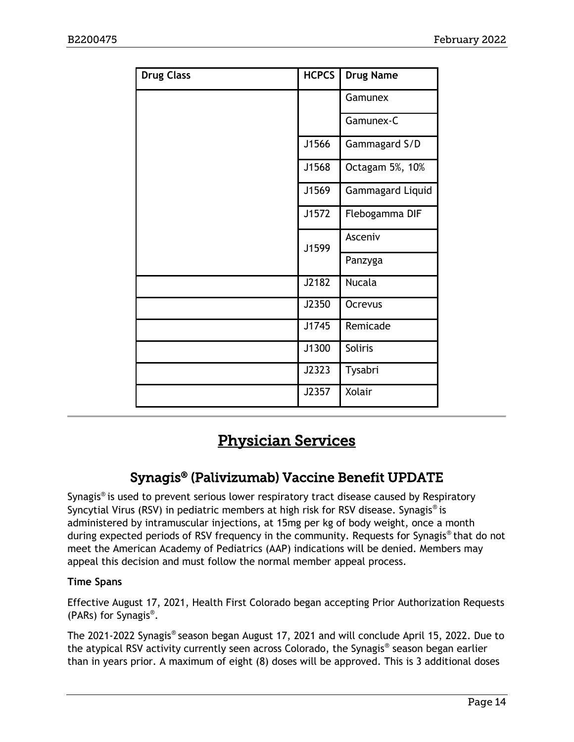| Drug Class | HCPCS | Drug Name |
|---|---|---|
| | | Gamunex |
| | | Gamunex-C |
| | J1566 | Gammagard S/D |
| | J1568 | Octagam 5%, 10% |
| | J1569 | Gammagard Liquid |
| | J1572 | Flebogamma DIF |
| | J1599 | Asceniv |
| | | Panzyga |
| | J2182 | Nucala |
| | J2350 | Ocrevus |
| | J1745 | Remicade |
| | J1300 | Soliris |
| | J2323 | Tysabri |
| | J2357 | Xolair |

# Physician Services

## Synagis® (Palivizumab) Vaccine Benefit UPDATE

Synagis® is used to prevent serious lower respiratory tract disease caused by Respiratory Syncytial Virus (RSV) in pediatric members at high risk for RSV disease. Synagis® is administered by intramuscular injections, at 15mg per kg of body weight, once a month during expected periods of RSV frequency in the community. Requests for Synagis® that do not meet the American Academy of Pediatrics (AAP) indications will be denied. Members may appeal this decision and must follow the normal member appeal process.

**Time Spans**

Effective August 17, 2021, Health First Colorado began accepting Prior Authorization Requests (PARs) for Synagis®.

The 2021-2022 Synagis® season began August 17, 2021 and will conclude April 15, 2022. Due to the atypical RSV activity currently seen across Colorado, the Synagis® season began earlier than in years prior. A maximum of eight (8) doses will be approved. This is 3 additional doses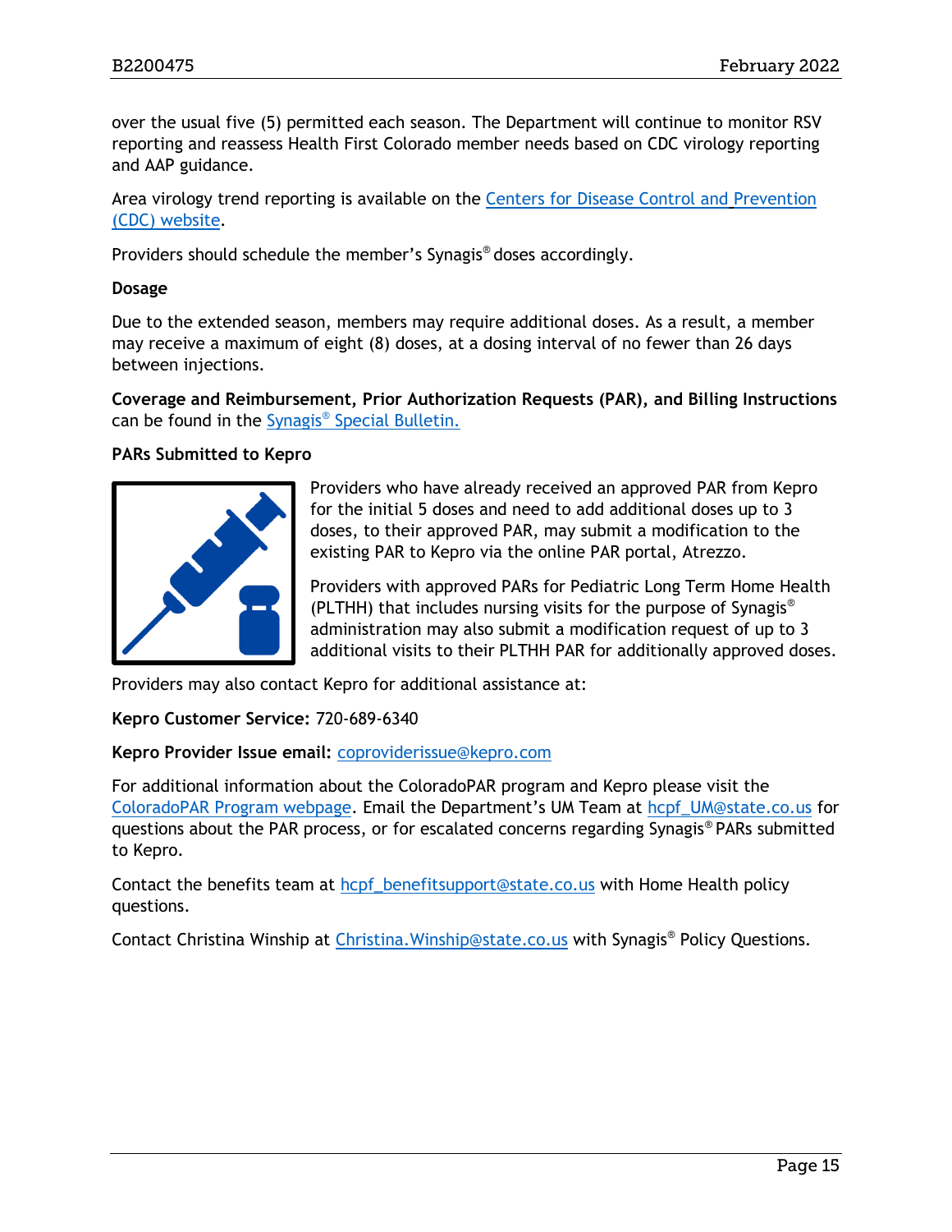over the usual five (5) permitted each season. The Department will continue to monitor RSV reporting and reassess Health First Colorado member needs based on CDC virology reporting and AAP guidance.

Area virology trend reporting is available on the [Centers for Disease Control and Prevention (CDC) website](#).

Providers should schedule the member's Synagis® doses accordingly.

**Dosage**

Due to the extended season, members may require additional doses. As a result, a member may receive a maximum of eight (8) doses, at a dosing interval of no fewer than 26 days between injections.

**Coverage and Reimbursement, Prior Authorization Requests (PAR), and Billing Instructions** can be found in the [Synagis® Special Bulletin.](#)

**PARs Submitted to Kepro**

Providers who have already received an approved PAR from Kepro for the initial 5 doses and need to add additional doses up to 3 doses, to their approved PAR, may submit a modification to the existing PAR to Kepro via the online PAR portal, Atrezzo.

Providers with approved PARs for Pediatric Long Term Home Health (PLTHH) that includes nursing visits for the purpose of Synagis® administration may also submit a modification request of up to 3 additional visits to their PLTHH PAR for additionally approved doses.

Providers may also contact Kepro for additional assistance at:

**Kepro Customer Service:** 720-689-6340

**Kepro Provider Issue email:** coproviderissue@kepro.com

For additional information about the ColoradoPAR program and Kepro please visit the [ColoradoPAR Program webpage](#). Email the Department's UM Team at hcpf_UM@state.co.us for questions about the PAR process, or for escalated concerns regarding Synagis® PARs submitted to Kepro.

Contact the benefits team at hcpf_benefitsupport@state.co.us with Home Health policy questions.

Contact Christina Winship at Christina.Winship@state.co.us with Synagis® Policy Questions.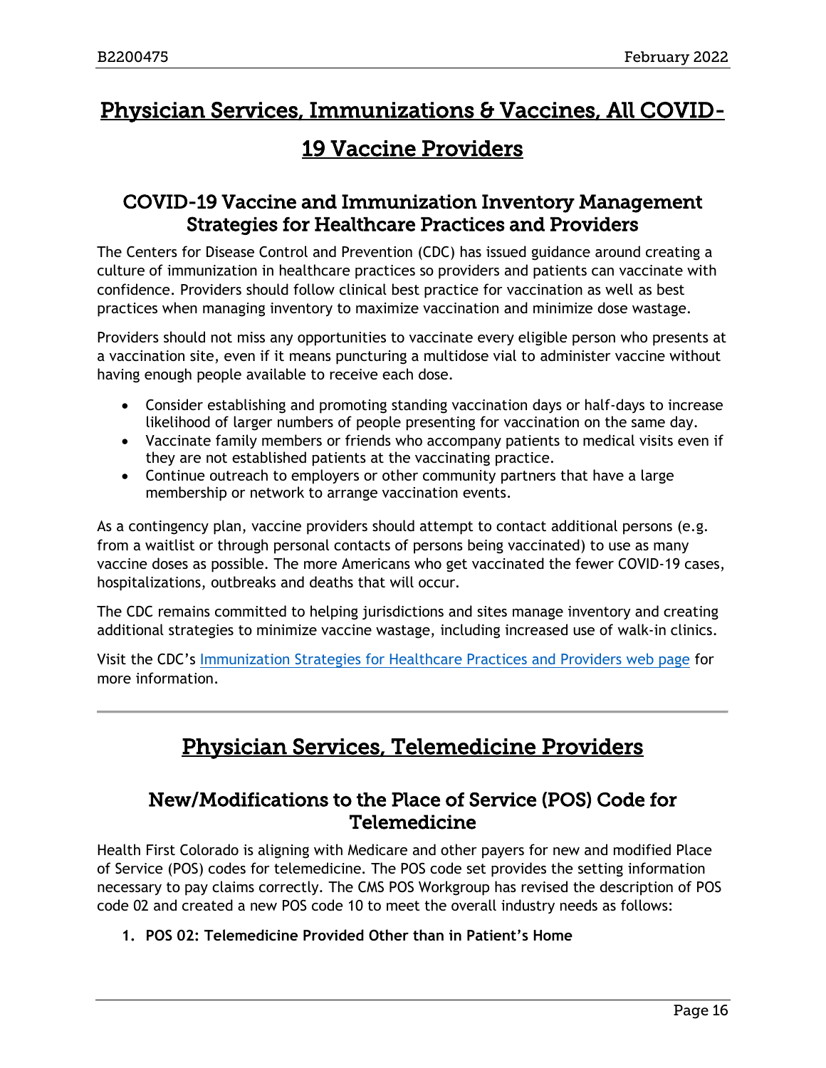# Physician Services, Immunizations & Vaccines, All COVID-19 Vaccine Providers

## COVID-19 Vaccine and Immunization Inventory Management Strategies for Healthcare Practices and Providers

The Centers for Disease Control and Prevention (CDC) has issued guidance around creating a culture of immunization in healthcare practices so providers and patients can vaccinate with confidence. Providers should follow clinical best practice for vaccination as well as best practices when managing inventory to maximize vaccination and minimize dose wastage.

Providers should not miss any opportunities to vaccinate every eligible person who presents at a vaccination site, even if it means puncturing a multidose vial to administer vaccine without having enough people available to receive each dose.

- Consider establishing and promoting standing vaccination days or half-days to increase likelihood of larger numbers of people presenting for vaccination on the same day.
- Vaccinate family members or friends who accompany patients to medical visits even if they are not established patients at the vaccinating practice.
- Continue outreach to employers or other community partners that have a large membership or network to arrange vaccination events.

As a contingency plan, vaccine providers should attempt to contact additional persons (e.g. from a waitlist or through personal contacts of persons being vaccinated) to use as many vaccine doses as possible. The more Americans who get vaccinated the fewer COVID-19 cases, hospitalizations, outbreaks and deaths that will occur.

The CDC remains committed to helping jurisdictions and sites manage inventory and creating additional strategies to minimize vaccine wastage, including increased use of walk-in clinics.

Visit the CDC's Immunization Strategies for Healthcare Practices and Providers web page for more information.

---

# Physician Services, Telemedicine Providers

## New/Modifications to the Place of Service (POS) Code for Telemedicine

Health First Colorado is aligning with Medicare and other payers for new and modified Place of Service (POS) codes for telemedicine. The POS code set provides the setting information necessary to pay claims correctly. The CMS POS Workgroup has revised the description of POS code 02 and created a new POS code 10 to meet the overall industry needs as follows:

1. **POS 02: Telemedicine Provided Other than in Patient's Home**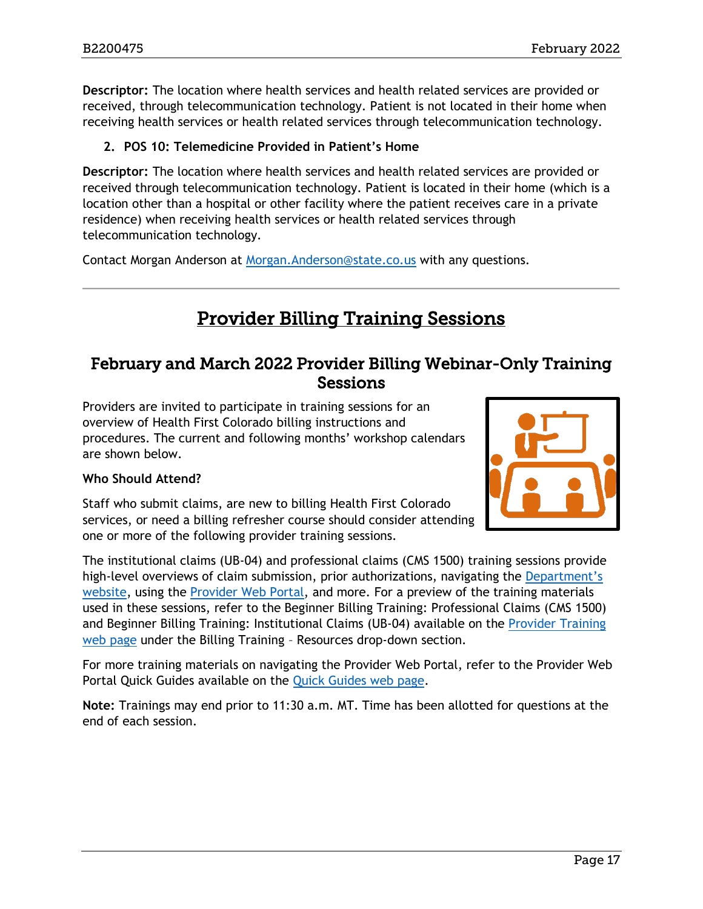**Descriptor:** The location where health services and health related services are provided or received, through telecommunication technology. Patient is not located in their home when receiving health services or health related services through telecommunication technology.

2. **POS 10: Telemedicine Provided in Patient's Home**

**Descriptor:** The location where health services and health related services are provided or received through telecommunication technology. Patient is located in their home (which is a location other than a hospital or other facility where the patient receives care in a private residence) when receiving health services or health related services through telecommunication technology.

Contact Morgan Anderson at Morgan.Anderson@state.co.us with any questions.

---

# Provider Billing Training Sessions

## February and March 2022 Provider Billing Webinar-Only Training Sessions

Providers are invited to participate in training sessions for an overview of Health First Colorado billing instructions and procedures. The current and following months' workshop calendars are shown below.

**Who Should Attend?**

Staff who submit claims, are new to billing Health First Colorado services, or need a billing refresher course should consider attending one or more of the following provider training sessions.

The institutional claims (UB-04) and professional claims (CMS 1500) training sessions provide high-level overviews of claim submission, prior authorizations, navigating the Department's website, using the Provider Web Portal, and more. For a preview of the training materials used in these sessions, refer to the Beginner Billing Training: Professional Claims (CMS 1500) and Beginner Billing Training: Institutional Claims (UB-04) available on the Provider Training web page under the Billing Training – Resources drop-down section.

For more training materials on navigating the Provider Web Portal, refer to the Provider Web Portal Quick Guides available on the Quick Guides web page.

**Note:** Trainings may end prior to 11:30 a.m. MT. Time has been allotted for questions at the end of each session.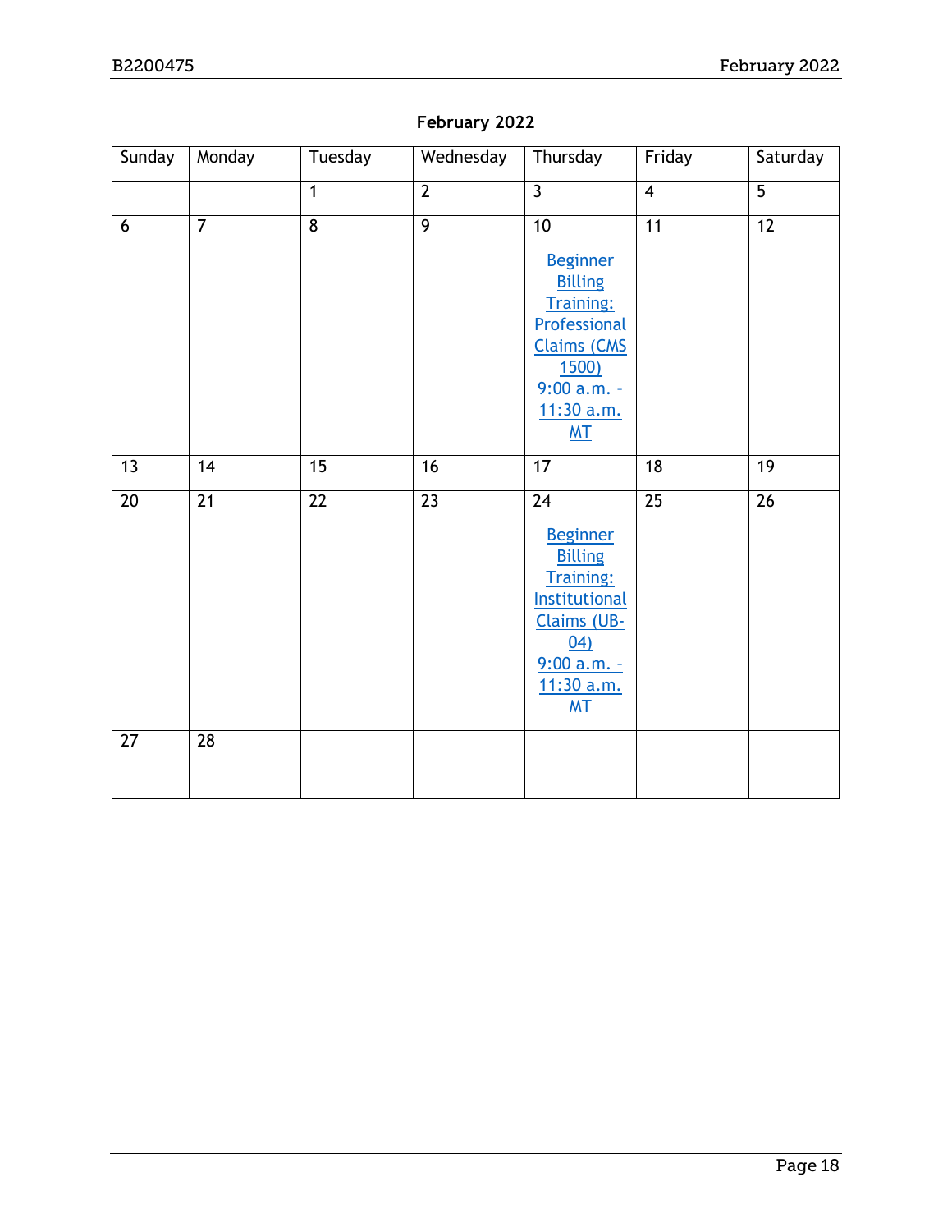**February 2022**

| Sunday | Monday | Tuesday | Wednesday | Thursday | Friday | Saturday |
|---|---|---|---|---|---|---|
| | | 1 | 2 | 3 | 4 | 5 |
| 6 | 7 | 8 | 9 | 10 Beginner Billing Training: Professional Claims (CMS 1500) 9:00 a.m. – 11:30 a.m. MT | 11 | 12 |
| 13 | 14 | 15 | 16 | 17 | 18 | 19 |
| 20 | 21 | 22 | 23 | 24 Beginner Billing Training: Institutional Claims (UB-04) 9:00 a.m. – 11:30 a.m. MT | 25 | 26 |
| 27 | 28 | | | | | |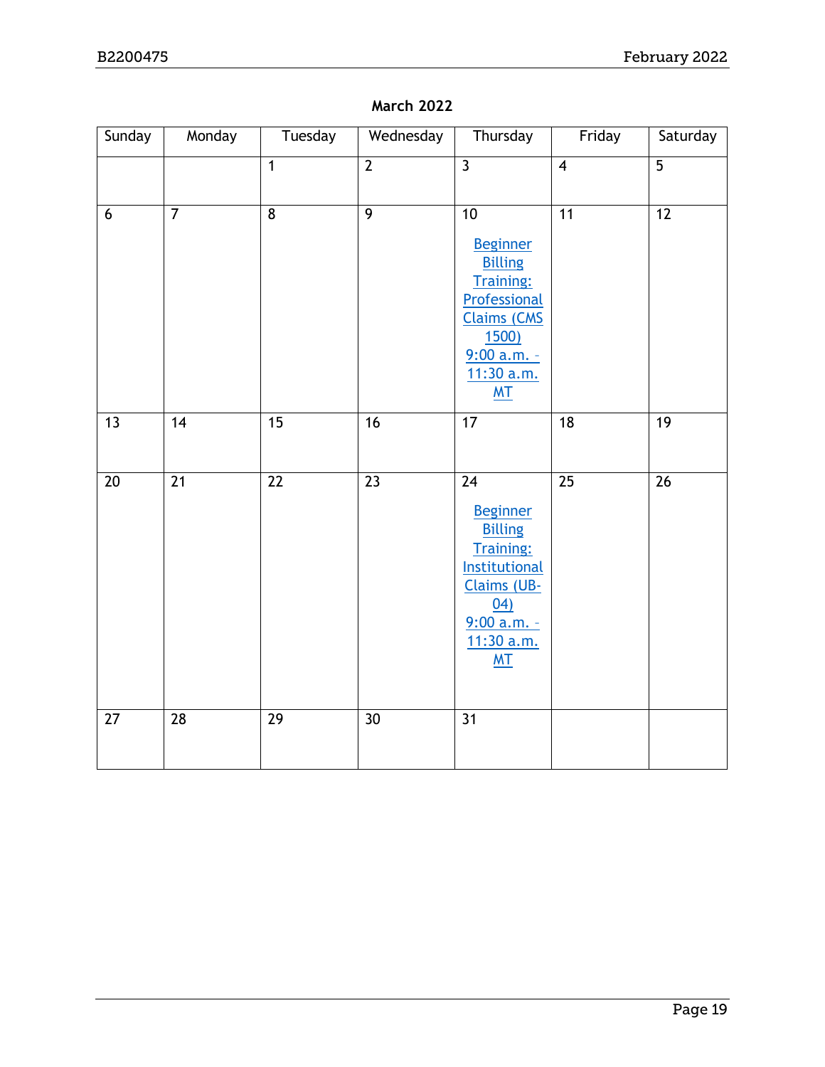**March 2022**

| Sunday | Monday | Tuesday | Wednesday | Thursday | Friday | Saturday |
|---|---|---|---|---|---|---|
| | | 1 | 2 | 3 | 4 | 5 |
| 6 | 7 | 8 | 9 | 10 Beginner Billing Training: Professional Claims (CMS 1500) 9:00 a.m. – 11:30 a.m. MT | 11 | 12 |
| 13 | 14 | 15 | 16 | 17 | 18 | 19 |
| 20 | 21 | 22 | 23 | 24 Beginner Billing Training: Institutional Claims (UB-04) 9:00 a.m. – 11:30 a.m. MT | 25 | 26 |
| 27 | 28 | 29 | 30 | 31 | | |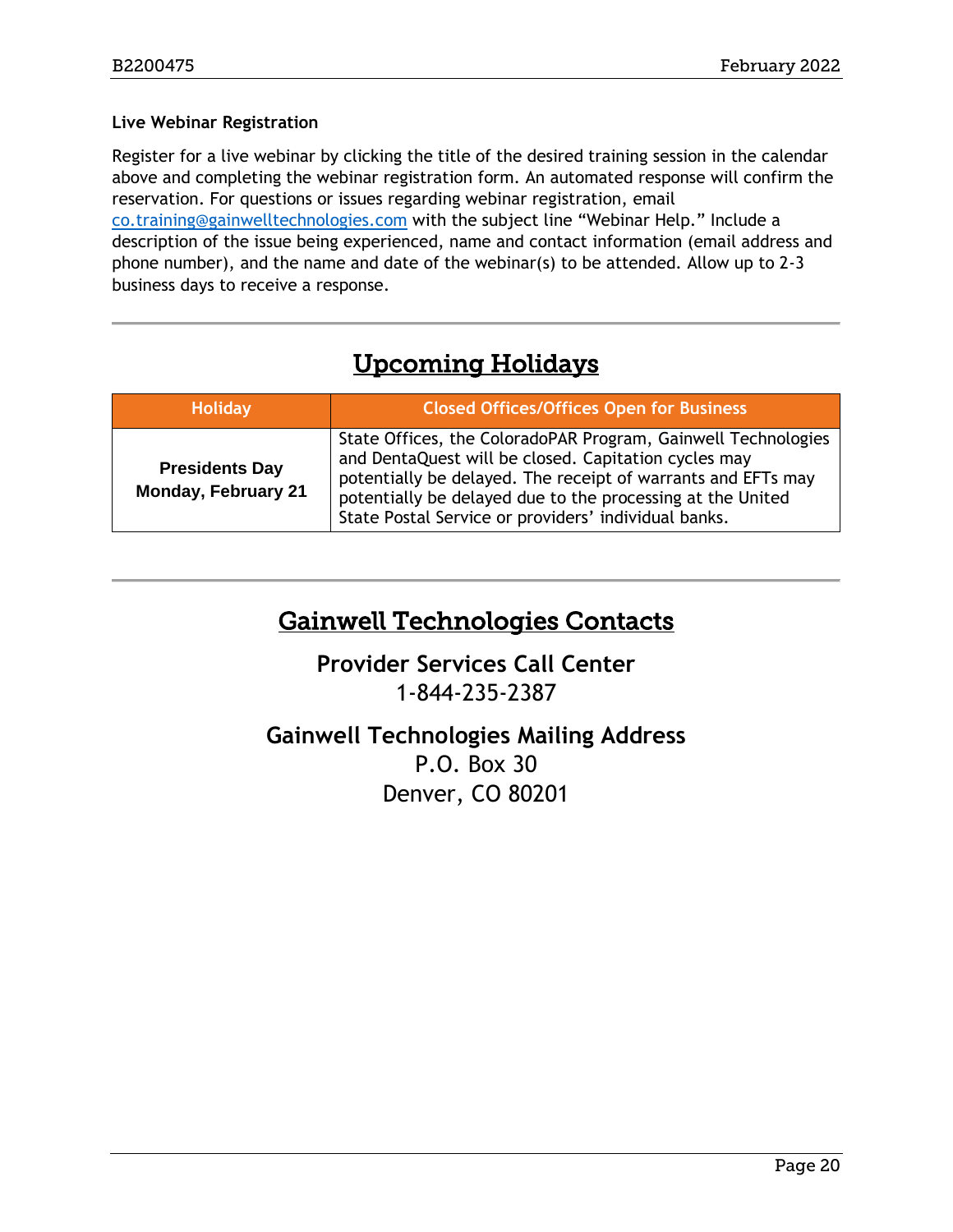**Live Webinar Registration**

Register for a live webinar by clicking the title of the desired training session in the calendar above and completing the webinar registration form. An automated response will confirm the reservation. For questions or issues regarding webinar registration, email co.training@gainwelltechnologies.com with the subject line "Webinar Help." Include a description of the issue being experienced, name and contact information (email address and phone number), and the name and date of the webinar(s) to be attended. Allow up to 2-3 business days to receive a response.

## Upcoming Holidays

| Holiday | Closed Offices/Offices Open for Business |
|---|---|
| **Presidents Day Monday, February 21** | State Offices, the ColoradoPAR Program, Gainwell Technologies and DentaQuest will be closed. Capitation cycles may potentially be delayed. The receipt of warrants and EFTs may potentially be delayed due to the processing at the United State Postal Service or providers' individual banks. |

## Gainwell Technologies Contacts

**Provider Services Call Center**
1-844-235-2387

**Gainwell Technologies Mailing Address**
P.O. Box 30
Denver, CO 80201